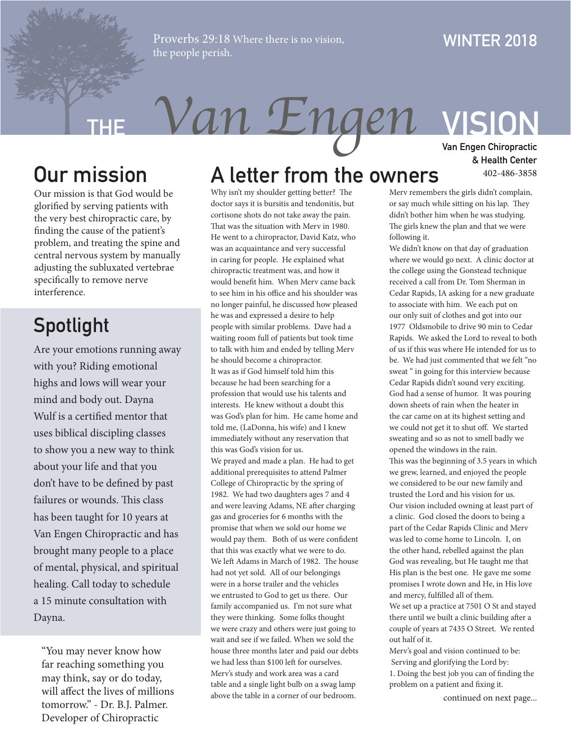Proverbs 29:18 Where there is no vision, the people perish.

WINTER 2018

# THE Van Engen VISION

**Van Engen Chiropractic & Health Center**
402-486-3858

## Our mission

Our mission is that God would be glorified by serving patients with the very best chiropractic care, by finding the cause of the patient's problem, and treating the spine and central nervous system by manually adjusting the subluxated vertebrae specifically to remove nerve interference.

## Spotlight

Are your emotions running away with you? Riding emotional highs and lows will wear your mind and body out. Dayna Wulf is a certified mentor that uses biblical discipling classes to show you a new way to think about your life and that you don't have to be defined by past failures or wounds. This class has been taught for 10 years at Van Engen Chiropractic and has brought many people to a place of mental, physical, and spiritual healing. Call today to schedule a 15 minute consultation with Dayna.

"You may never know how far reaching something you may think, say or do today, will affect the lives of millions tomorrow." - Dr. B.J. Palmer. Developer of Chiropractic

## A letter from the owners

Why isn't my shoulder getting better? The doctor says it is bursitis and tendonitis, but cortisone shots do not take away the pain. That was the situation with Merv in 1980. He went to a chiropractor, David Katz, who was an acquaintance and very successful in caring for people. He explained what chiropractic treatment was, and how it would benefit him. When Merv came back to see him in his office and his shoulder was no longer painful, he discussed how pleased he was and expressed a desire to help people with similar problems. Dave had a waiting room full of patients but took time to talk with him and ended by telling Merv he should become a chiropractor.

It was as if God himself told him this because he had been searching for a profession that would use his talents and interests. He knew without a doubt this was God's plan for him. He came home and told me, (LaDonna, his wife) and I knew immediately without any reservation that this was God's vision for us.

We prayed and made a plan. He had to get additional prerequisites to attend Palmer College of Chiropractic by the spring of 1982. We had two daughters ages 7 and 4 and were leaving Adams, NE after charging gas and groceries for 6 months with the promise that when we sold our home we would pay them. Both of us were confident that this was exactly what we were to do. We left Adams in March of 1982. The house had not yet sold. All of our belongings were in a horse trailer and the vehicles we entrusted to God to get us there. Our family accompanied us. I'm not sure what they were thinking. Some folks thought we were crazy and others were just going to wait and see if we failed. When we sold the house three months later and paid our debts we had less than $100 left for ourselves. Merv's study and work area was a card table and a single light bulb on a swag lamp above the table in a corner of our bedroom.

Merv remembers the girls didn't complain, or say much while sitting on his lap. They didn't bother him when he was studying. The girls knew the plan and that we were following it.

We didn't know on that day of graduation where we would go next. A clinic doctor at the college using the Gonstead technique received a call from Dr. Tom Sherman in Cedar Rapids, IA asking for a new graduate to associate with him. We each put on our only suit of clothes and got into our 1977 Oldsmobile to drive 90 min to Cedar Rapids. We asked the Lord to reveal to both of us if this was where He intended for us to be. We had just commented that we felt "no sweat " in going for this interview because Cedar Rapids didn't sound very exciting. God had a sense of humor. It was pouring down sheets of rain when the heater in the car came on at its highest setting and we could not get it to shut off. We started sweating and so as not to smell badly we opened the windows in the rain.

This was the beginning of 3.5 years in which we grew, learned, and enjoyed the people we considered to be our new family and trusted the Lord and his vision for us.

Our vision included owning at least part of a clinic. God closed the doors to being a part of the Cedar Rapids Clinic and Merv was led to come home to Lincoln. I, on the other hand, rebelled against the plan God was revealing, but He taught me that His plan is the best one. He gave me some promises I wrote down and He, in His love and mercy, fulfilled all of them.

We set up a practice at 7501 O St and stayed there until we built a clinic building after a couple of years at 7435 O Street. We rented out half of it.

Merv's goal and vision continued to be:
Serving and glorifying the Lord by:

1. Doing the best job you can of finding the problem on a patient and fixing it.

continued on next page...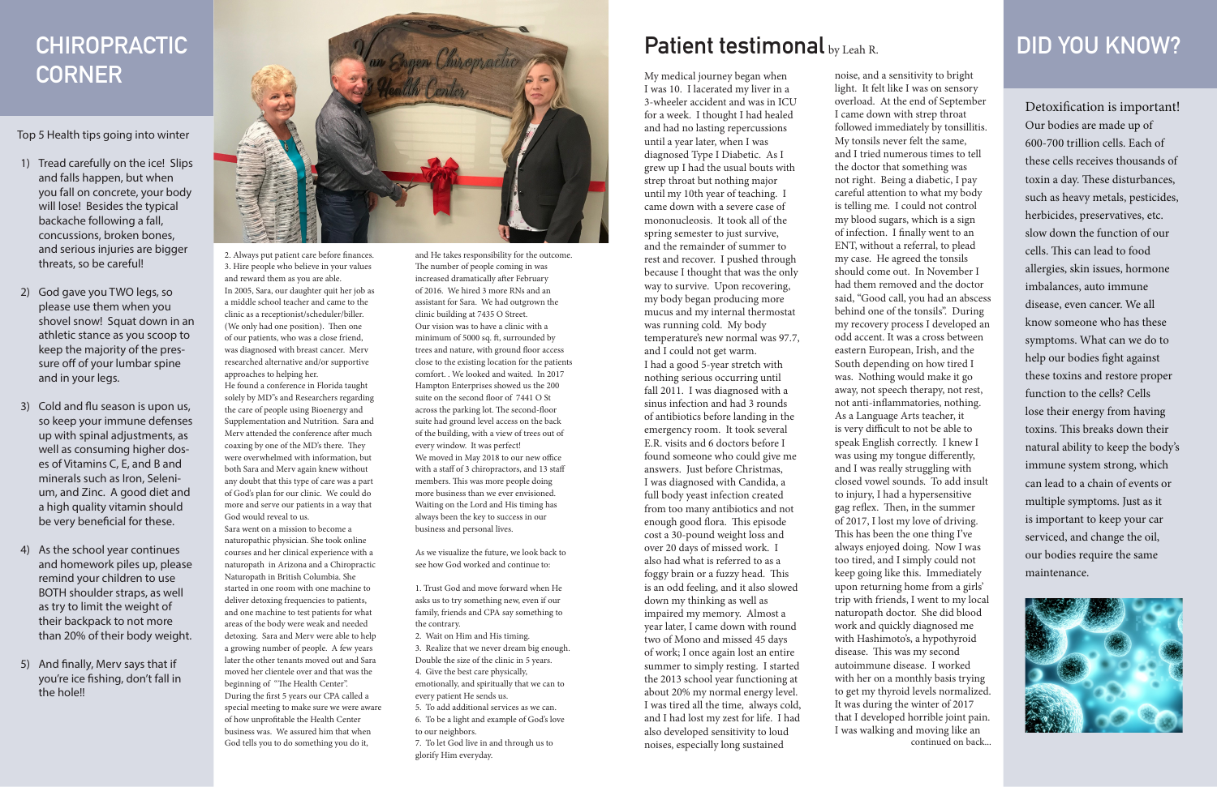# CHIROPRACTIC CORNER

Top 5 Health tips going into winter

1) Tread carefully on the ice! Slips and falls happen, but when you fall on concrete, your body will lose! Besides the typical backache following a fall, concussions, broken bones, and serious injuries are bigger threats, so be careful!

2) God gave you TWO legs, so please use them when you shovel snow! Squat down in an athletic stance as you scoop to keep the majority of the pressure off of your lumbar spine and in your legs.

3) Cold and flu season is upon us, so keep your immune defenses up with spinal adjustments, as well as consuming higher doses of Vitamins C, E, and B and minerals such as Iron, Selenium, and Zinc. A good diet and a high quality vitamin should be very beneficial for these.

4) As the school year continues and homework piles up, please remind your children to use BOTH shoulder straps, as well as try to limit the weight of their backpack to not more than 20% of their body weight.

5) And finally, Merv says that if you're ice fishing, don't fall in the hole!!

2. Always put patient care before finances.
3. Hire people who believe in your values and reward them as you are able.

In 2005, Sara, our daughter quit her job as a middle school teacher and came to the clinic as a receptionist/scheduler/biller. (We only had one position). Then one of our patients, who was a close friend, was diagnosed with breast cancer. Merv researched alternative and/or supportive approaches to helping her.

He found a conference in Florida taught solely by MD"s and Researchers regarding the care of people using Bioenergy and Supplementation and Nutrition. Sara and Merv attended the conference after much coaxing by one of the MD's there. They were overwhelmed with information, but both Sara and Merv again knew without any doubt that this type of care was a part of God's plan for our clinic. We could do more and serve our patients in a way that God would reveal to us.

Sara went on a mission to become a naturopathic physician. She took online courses and her clinical experience with a naturopath in Arizona and a Chiropractic Naturopath in British Columbia. She started in one room with one machine to deliver detoxing frequencies to patients, and one machine to test patients for what areas of the body were weak and needed detoxing. Sara and Merv were able to help a growing number of people. A few years later the other tenants moved out and Sara moved her clientele over and that was the beginning of "The Health Center".

During the first 5 years our CPA called a special meeting to make sure we were aware of how unprofitable the Health Center business was. We assured him that when God tells you to do something you do it, and He takes responsibility for the outcome. The number of people coming in was increased dramatically after February of 2016. We hired 3 more RNs and an assistant for Sara. We had outgrown the clinic building at 7435 O Street.

Our vision was to have a clinic with a minimum of 5000 sq. ft, surrounded by trees and nature, with ground floor access close to the existing location for the patients comfort. . We looked and waited. In 2017 Hampton Enterprises showed us the 200 suite on the second floor of 7441 O St across the parking lot. The second-floor suite had ground level access on the back of the building, with a view of trees out of every window. It was perfect!

We moved in May 2018 to our new office with a staff of 3 chiropractors, and 13 staff members. This was more people doing more business than we ever envisioned. Waiting on the Lord and His timing has always been the key to success in our business and personal lives.

As we visualize the future, we look back to see how God worked and continue to:

1. Trust God and move forward when He asks us to try something new, even if our family, friends and CPA say something to the contrary.
2. Wait on Him and His timing.
3. Realize that we never dream big enough. Double the size of the clinic in 5 years.
4. Give the best care physically, emotionally, and spiritually that we can to every patient He sends us.
5. To add additional services as we can.
6. To be a light and example of God's love to our neighbors.
7. To let God live in and through us to glorify Him everyday.

# Patient testimonal by Leah R.

My medical journey began when I was 10. I lacerated my liver in a 3-wheeler accident and was in ICU for a week. I thought I had healed and had no lasting repercussions until a year later, when I was diagnosed Type I Diabetic. As I grew up I had the usual bouts with strep throat but nothing major until my 10th year of teaching. I came down with a severe case of mononucleosis. It took all of the spring semester to just survive, and the remainder of summer to rest and recover. I pushed through because I thought that was the only way to survive. Upon recovering, my body began producing more mucus and my internal thermostat was running cold. My body temperature's new normal was 97.7, and I could not get warm.

I had a good 5-year stretch with nothing serious occurring until fall 2011. I was diagnosed with a sinus infection and had 3 rounds of antibiotics before landing in the emergency room. It took several E.R. visits and 6 doctors before I found someone who could give me answers. Just before Christmas, I was diagnosed with Candida, a full body yeast infection created from too many antibiotics and not enough good flora. This episode cost a 30-pound weight loss and over 20 days of missed work. I also had what is referred to as a foggy brain or a fuzzy head. This is an odd feeling, and it also slowed down my thinking as well as impaired my memory. Almost a year later, I came down with round two of Mono and missed 45 days of work; I once again lost an entire summer to simply resting. I started the 2013 school year functioning at about 20% my normal energy level. I was tired all the time, always cold, and I had lost my zest for life. I had also developed sensitivity to loud noises, especially long sustained noise, and a sensitivity to bright light. It felt like I was on sensory overload. At the end of September I came down with strep throat followed immediately by tonsillitis. My tonsils never felt the same, and I tried numerous times to tell the doctor that something was not right. Being a diabetic, I pay careful attention to what my body is telling me. I could not control my blood sugars, which is a sign of infection. I finally went to an ENT, without a referral, to plead my case. He agreed the tonsils should come out. In November I had them removed and the doctor said, "Good call, you had an abscess behind one of the tonsils". During my recovery process I developed an odd accent. It was a cross between eastern European, Irish, and the South depending on how tired I was. Nothing would make it go away, not speech therapy, not rest, not anti-inflammatories, nothing. As a Language Arts teacher, it is very difficult to not be able to speak English correctly. I knew I was using my tongue differently, and I was really struggling with closed vowel sounds. To add insult to injury, I had a hypersensitive gag reflex. Then, in the summer of 2017, I lost my love of driving. This has been the one thing I've always enjoyed doing. Now I was too tired, and I simply could not keep going like this. Immediately upon returning home from a girls' trip with friends, I went to my local naturopath doctor. She did blood work and quickly diagnosed me with Hashimoto's, a hypothyroid disease. This was my second autoimmune disease. I worked with her on a monthly basis trying to get my thyroid levels normalized. It was during the winter of 2017 that I developed horrible joint pain. I was walking and moving like an

continued on back...

# DID YOU KNOW?

Detoxification is important! Our bodies are made up of 600-700 trillion cells. Each of these cells receives thousands of toxin a day. These disturbances, such as heavy metals, pesticides, herbicides, preservatives, etc. slow down the function of our cells. This can lead to food allergies, skin issues, hormone imbalances, auto immune disease, even cancer. We all know someone who has these symptoms. What can we do to help our bodies fight against these toxins and restore proper function to the cells? Cells lose their energy from having toxins. This breaks down their natural ability to keep the body's immune system strong, which can lead to a chain of events or multiple symptoms. Just as it is important to keep your car serviced, and change the oil, our bodies require the same maintenance.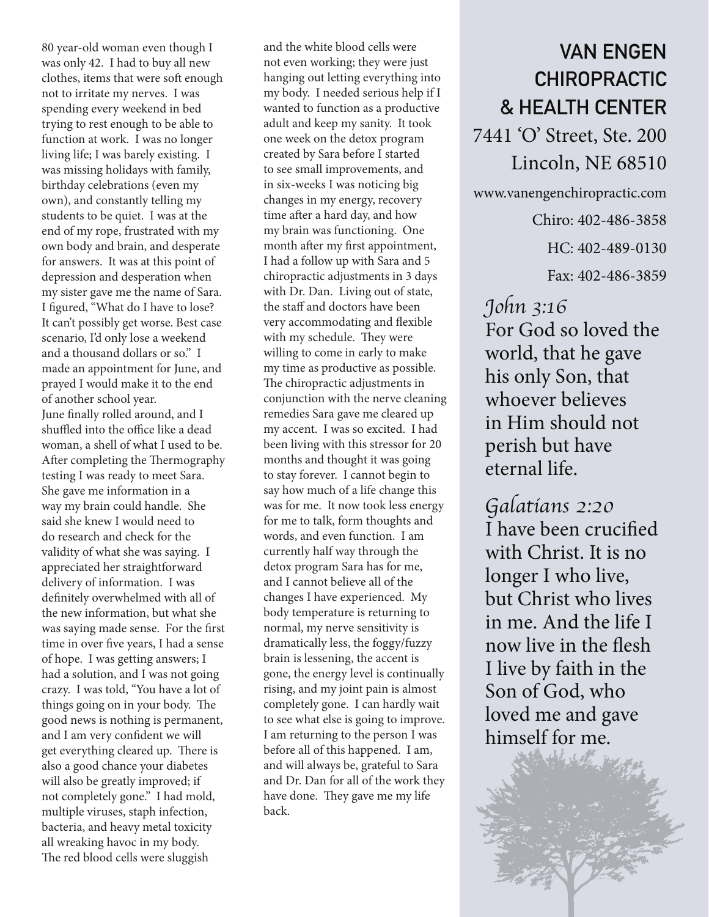80 year-old woman even though I was only 42. I had to buy all new clothes, items that were soft enough not to irritate my nerves. I was spending every weekend in bed trying to rest enough to be able to function at work. I was no longer living life; I was barely existing. I was missing holidays with family, birthday celebrations (even my own), and constantly telling my students to be quiet. I was at the end of my rope, frustrated with my own body and brain, and desperate for answers. It was at this point of depression and desperation when my sister gave me the name of Sara. I figured, "What do I have to lose? It can't possibly get worse. Best case scenario, I'd only lose a weekend and a thousand dollars or so." I made an appointment for June, and prayed I would make it to the end of another school year.

June finally rolled around, and I shuffled into the office like a dead woman, a shell of what I used to be. After completing the Thermography testing I was ready to meet Sara. She gave me information in a way my brain could handle. She said she knew I would need to do research and check for the validity of what she was saying. I appreciated her straightforward delivery of information. I was definitely overwhelmed with all of the new information, but what she was saying made sense. For the first time in over five years, I had a sense of hope. I was getting answers; I had a solution, and I was not going crazy. I was told, "You have a lot of things going on in your body. The good news is nothing is permanent, and I am very confident we will get everything cleared up. There is also a good chance your diabetes will also be greatly improved; if not completely gone." I had mold, multiple viruses, staph infection, bacteria, and heavy metal toxicity all wreaking havoc in my body. The red blood cells were sluggish and the white blood cells were not even working; they were just hanging out letting everything into my body. I needed serious help if I wanted to function as a productive adult and keep my sanity. It took one week on the detox program created by Sara before I started to see small improvements, and in six-weeks I was noticing big changes in my energy, recovery time after a hard day, and how my brain was functioning. One month after my first appointment, I had a follow up with Sara and 5 chiropractic adjustments in 3 days with Dr. Dan. Living out of state, the staff and doctors have been very accommodating and flexible with my schedule. They were willing to come in early to make my time as productive as possible. The chiropractic adjustments in conjunction with the nerve cleaning remedies Sara gave me cleared up my accent. I was so excited. I had been living with this stressor for 20 months and thought it was going to stay forever. I cannot begin to say how much of a life change this was for me. It now took less energy for me to talk, form thoughts and words, and even function. I am currently half way through the detox program Sara has for me, and I cannot believe all of the changes I have experienced. My body temperature is returning to normal, my nerve sensitivity is dramatically less, the foggy/fuzzy brain is lessening, the accent is gone, the energy level is continually rising, and my joint pain is almost completely gone. I can hardly wait to see what else is going to improve. I am returning to the person I was before all of this happened. I am, and will always be, grateful to Sara and Dr. Dan for all of the work they have done. They gave me my life back.

## VAN ENGEN CHIROPRACTIC & HEALTH CENTER

7441 'O' Street, Ste. 200
Lincoln, NE 68510

www.vanengenchiropractic.com

Chiro: 402-486-3858

HC: 402-489-0130

Fax: 402-486-3859

*John 3:16*

For God so loved the world, that he gave his only Son, that whoever believes in Him should not perish but have eternal life.

*Galatians 2:20*

I have been crucified with Christ. It is no longer I who live, but Christ who lives in me. And the life I now live in the flesh I live by faith in the Son of God, who loved me and gave himself for me.